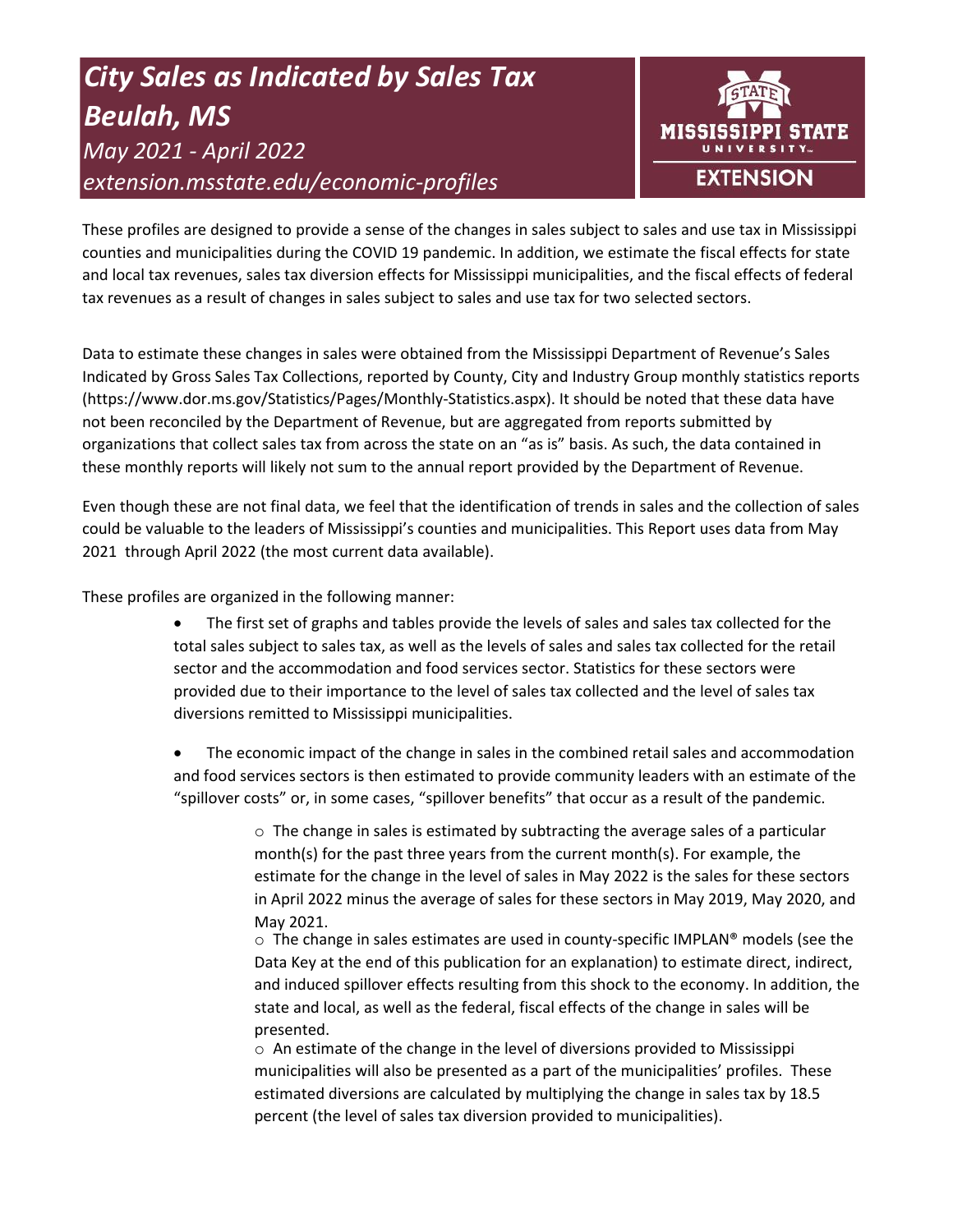# *City Sales as Indicated by Sales Tax Beulah, MS*

*May 2021 - April 2022*

*extension.msstate.edu/economic-profiles*

MISSISSIPPI STATE UNIVERSITY EXTENSION

These profiles are designed to provide a sense of the changes in sales subject to sales and use tax in Mississippi counties and municipalities during the COVID 19 pandemic. In addition, we estimate the fiscal effects for state and local tax revenues, sales tax diversion effects for Mississippi municipalities, and the fiscal effects of federal tax revenues as a result of changes in sales subject to sales and use tax for two selected sectors.

Data to estimate these changes in sales were obtained from the Mississippi Department of Revenue's Sales Indicated by Gross Sales Tax Collections, reported by County, City and Industry Group monthly statistics reports (https://www.dor.ms.gov/Statistics/Pages/Monthly-Statistics.aspx). It should be noted that these data have not been reconciled by the Department of Revenue, but are aggregated from reports submitted by organizations that collect sales tax from across the state on an "as is" basis. As such, the data contained in these monthly reports will likely not sum to the annual report provided by the Department of Revenue.

Even though these are not final data, we feel that the identification of trends in sales and the collection of sales could be valuable to the leaders of Mississippi's counties and municipalities. This Report uses data from May 2021 through April 2022 (the most current data available).

These profiles are organized in the following manner:

- The first set of graphs and tables provide the levels of sales and sales tax collected for the total sales subject to sales tax, as well as the levels of sales and sales tax collected for the retail sector and the accommodation and food services sector. Statistics for these sectors were provided due to their importance to the level of sales tax collected and the level of sales tax diversions remitted to Mississippi municipalities.
- The economic impact of the change in sales in the combined retail sales and accommodation and food services sectors is then estimated to provide community leaders with an estimate of the "spillover costs" or, in some cases, "spillover benefits" that occur as a result of the pandemic.
  - The change in sales is estimated by subtracting the average sales of a particular month(s) for the past three years from the current month(s). For example, the estimate for the change in the level of sales in May 2022 is the sales for these sectors in April 2022 minus the average of sales for these sectors in May 2019, May 2020, and May 2021.
  - The change in sales estimates are used in county-specific IMPLAN® models (see the Data Key at the end of this publication for an explanation) to estimate direct, indirect, and induced spillover effects resulting from this shock to the economy. In addition, the state and local, as well as the federal, fiscal effects of the change in sales will be presented.
  - An estimate of the change in the level of diversions provided to Mississippi municipalities will also be presented as a part of the municipalities' profiles. These estimated diversions are calculated by multiplying the change in sales tax by 18.5 percent (the level of sales tax diversion provided to municipalities).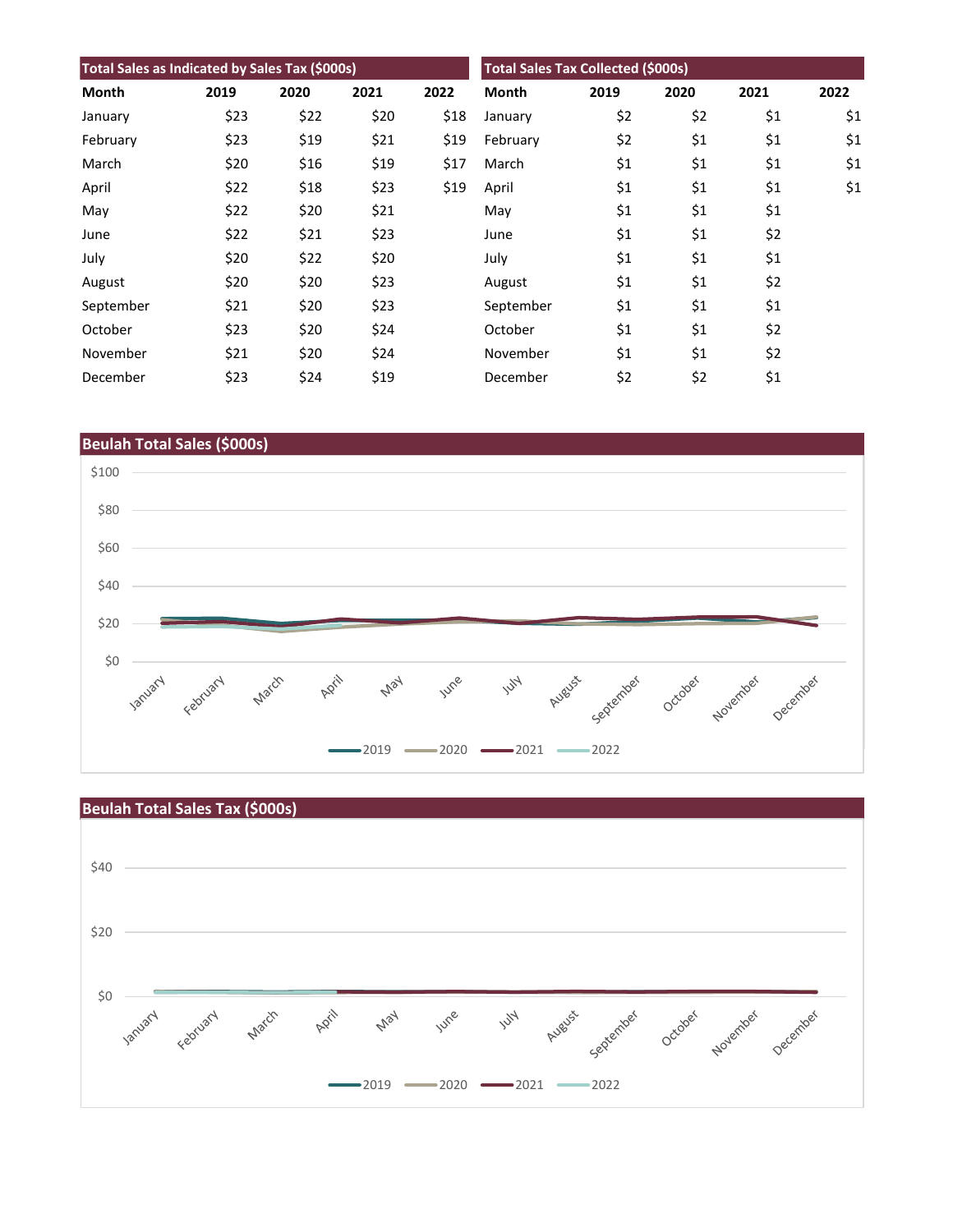| Total Sales as Indicated by Sales Tax ($000s) | | | | |
|---|---|---|---|---|
| Month | 2019 | 2020 | 2021 | 2022 |
| January | $23 | $22 | $20 | $18 |
| February | $23 | $19 | $21 | $19 |
| March | $20 | $16 | $19 | $17 |
| April | $22 | $18 | $23 | $19 |
| May | $22 | $20 | $21 | |
| June | $22 | $21 | $23 | |
| July | $20 | $22 | $20 | |
| August | $20 | $20 | $23 | |
| September | $21 | $20 | $23 | |
| October | $23 | $20 | $24 | |
| November | $21 | $20 | $24 | |
| December | $23 | $24 | $19 | |

| Total Sales Tax Collected ($000s) | | | | |
|---|---|---|---|---|
| Month | 2019 | 2020 | 2021 | 2022 |
| January | $2 | $2 | $1 | $1 |
| February | $2 | $1 | $1 | $1 |
| March | $1 | $1 | $1 | $1 |
| April | $1 | $1 | $1 | $1 |
| May | $1 | $1 | $1 | |
| June | $1 | $1 | $2 | |
| July | $1 | $1 | $1 | |
| August | $1 | $1 | $2 | |
| September | $1 | $1 | $1 | |
| October | $1 | $1 | $2 | |
| November | $1 | $1 | $2 | |
| December | $2 | $2 | $1 | |

## Beulah Total Sales ($000s)

## Beulah Total Sales Tax ($000s)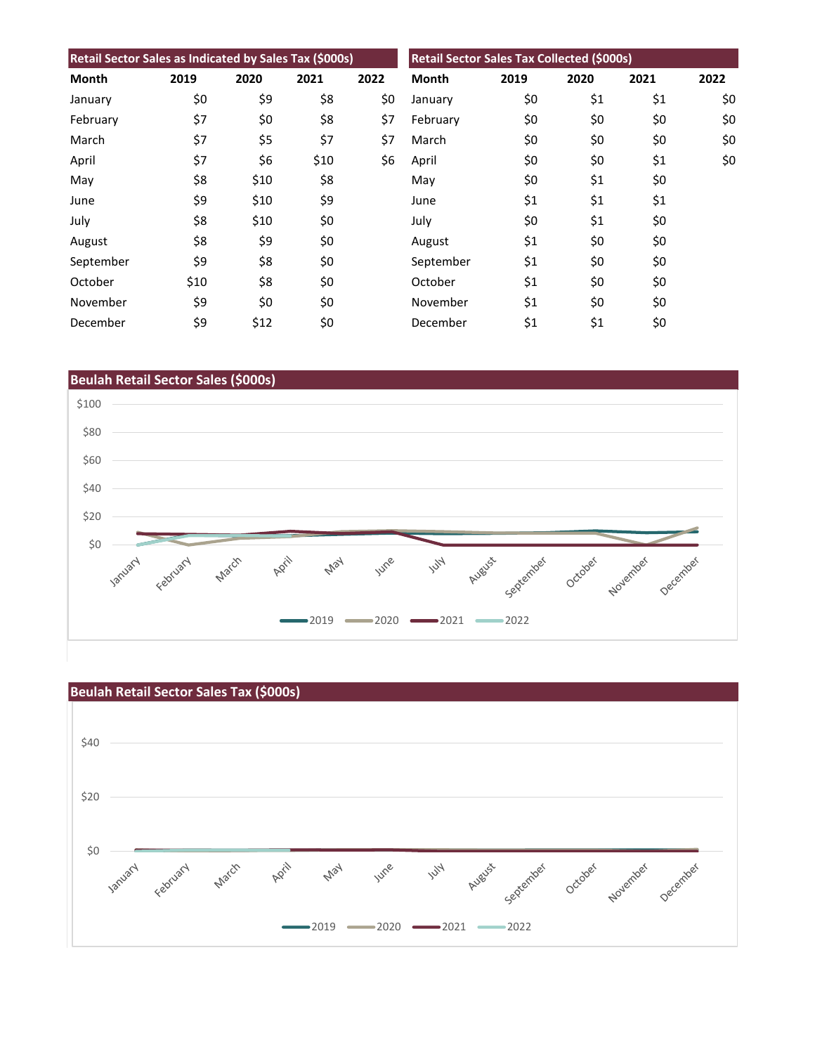## Retail Sector Sales as Indicated by Sales Tax ($000s)

| Month | 2019 | 2020 | 2021 | 2022 |
|---|---|---|---|---|
| January | $0 | $9 | $8 | $0 |
| February | $7 | $0 | $8 | $7 |
| March | $7 | $5 | $7 | $7 |
| April | $7 | $6 | $10 | $6 |
| May | $8 | $10 | $8 | |
| June | $9 | $10 | $9 | |
| July | $8 | $10 | $0 | |
| August | $8 | $9 | $0 | |
| September | $9 | $8 | $0 | |
| October | $10 | $8 | $0 | |
| November | $9 | $0 | $0 | |
| December | $9 | $12 | $0 | |

## Retail Sector Sales Tax Collected ($000s)

| Month | 2019 | 2020 | 2021 | 2022 |
|---|---|---|---|---|
| January | $0 | $1 | $1 | $0 |
| February | $0 | $0 | $0 | $0 |
| March | $0 | $0 | $0 | $0 |
| April | $0 | $0 | $1 | $0 |
| May | $0 | $1 | $0 | |
| June | $1 | $1 | $1 | |
| July | $0 | $1 | $0 | |
| August | $1 | $0 | $0 | |
| September | $1 | $0 | $0 | |
| October | $1 | $0 | $0 | |
| November | $1 | $0 | $0 | |
| December | $1 | $1 | $0 | |

## Beulah Retail Sector Sales ($000s)

## Beulah Retail Sector Sales Tax ($000s)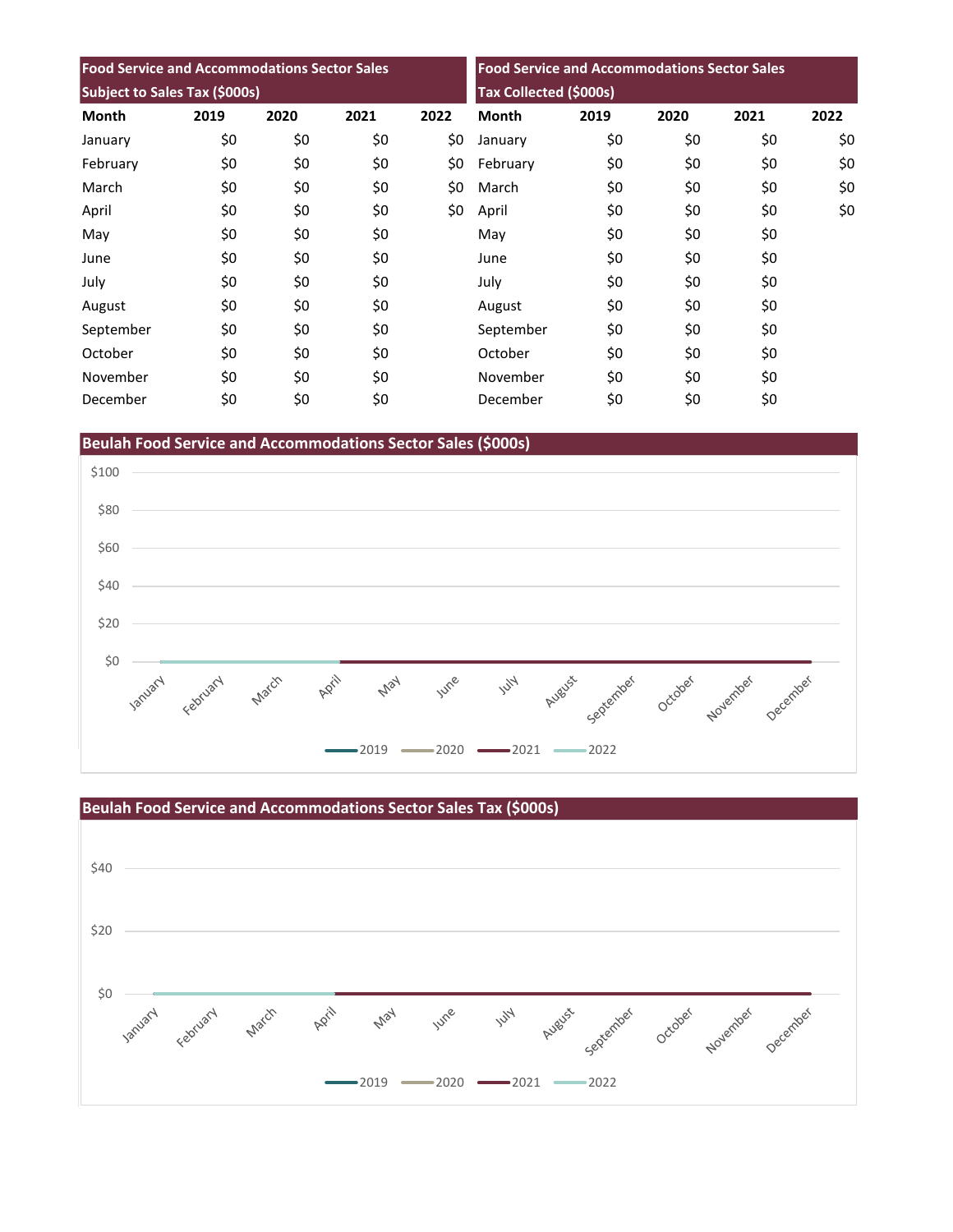| Food Service and Accommodations Sector Sales Subject to Sales Tax ($000s) | | | | |
|---|---|---|---|---|
| Month | 2019 | 2020 | 2021 | 2022 |
| January | $0 | $0 | $0 | $0 |
| February | $0 | $0 | $0 | $0 |
| March | $0 | $0 | $0 | $0 |
| April | $0 | $0 | $0 | $0 |
| May | $0 | $0 | $0 | |
| June | $0 | $0 | $0 | |
| July | $0 | $0 | $0 | |
| August | $0 | $0 | $0 | |
| September | $0 | $0 | $0 | |
| October | $0 | $0 | $0 | |
| November | $0 | $0 | $0 | |
| December | $0 | $0 | $0 | |

| Food Service and Accommodations Sector Sales Tax Collected ($000s) | | | | |
|---|---|---|---|---|
| Month | 2019 | 2020 | 2021 | 2022 |
| January | $0 | $0 | $0 | $0 |
| February | $0 | $0 | $0 | $0 |
| March | $0 | $0 | $0 | $0 |
| April | $0 | $0 | $0 | $0 |
| May | $0 | $0 | $0 | |
| June | $0 | $0 | $0 | |
| July | $0 | $0 | $0 | |
| August | $0 | $0 | $0 | |
| September | $0 | $0 | $0 | |
| October | $0 | $0 | $0 | |
| November | $0 | $0 | $0 | |
| December | $0 | $0 | $0 | |

## Beulah Food Service and Accommodations Sector Sales ($000s)

## Beulah Food Service and Accommodations Sector Sales Tax ($000s)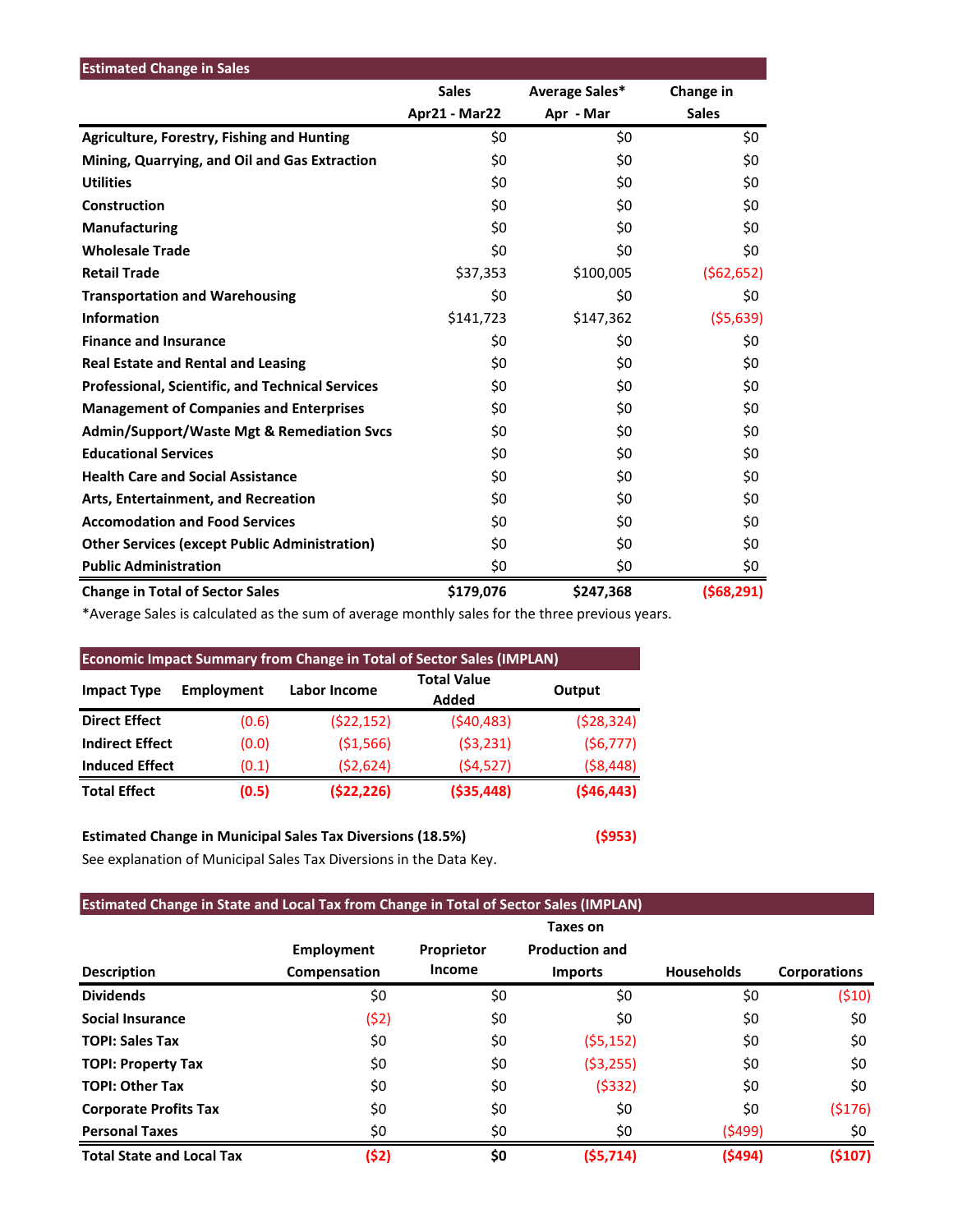## Estimated Change in Sales

| | Sales Apr21 - Mar22 | Average Sales* Apr - Mar | Change in Sales |
|---|---|---|---|
| **Agriculture, Forestry, Fishing and Hunting** | $0 | $0 | $0 |
| **Mining, Quarrying, and Oil and Gas Extraction** | $0 | $0 | $0 |
| **Utilities** | $0 | $0 | $0 |
| **Construction** | $0 | $0 | $0 |
| **Manufacturing** | $0 | $0 | $0 |
| **Wholesale Trade** | $0 | $0 | $0 |
| **Retail Trade** | $37,353 | $100,005 | ($62,652) |
| **Transportation and Warehousing** | $0 | $0 | $0 |
| **Information** | $141,723 | $147,362 | ($5,639) |
| **Finance and Insurance** | $0 | $0 | $0 |
| **Real Estate and Rental and Leasing** | $0 | $0 | $0 |
| **Professional, Scientific, and Technical Services** | $0 | $0 | $0 |
| **Management of Companies and Enterprises** | $0 | $0 | $0 |
| **Admin/Support/Waste Mgt & Remediation Svcs** | $0 | $0 | $0 |
| **Educational Services** | $0 | $0 | $0 |
| **Health Care and Social Assistance** | $0 | $0 | $0 |
| **Arts, Entertainment, and Recreation** | $0 | $0 | $0 |
| **Accomodation and Food Services** | $0 | $0 | $0 |
| **Other Services (except Public Administration)** | $0 | $0 | $0 |
| **Public Administration** | $0 | $0 | $0 |
| **Change in Total of Sector Sales** | **$179,076** | **$247,368** | **($68,291)** |

*Average Sales is calculated as the sum of average monthly sales for the three previous years.

## Economic Impact Summary from Change in Total of Sector Sales (IMPLAN)

| Impact Type | Employment | Labor Income | Total Value Added | Output |
|---|---|---|---|---|
| **Direct Effect** | (0.6) | ($22,152) | ($40,483) | ($28,324) |
| **Indirect Effect** | (0.0) | ($1,566) | ($3,231) | ($6,777) |
| **Induced Effect** | (0.1) | ($2,624) | ($4,527) | ($8,448) |
| **Total Effect** | **(0.5)** | **($22,226)** | **($35,448)** | **($46,443)** |

**Estimated Change in Municipal Sales Tax Diversions (18.5%)** **($953)**

See explanation of Municipal Sales Tax Diversions in the Data Key.

## Estimated Change in State and Local Tax from Change in Total of Sector Sales (IMPLAN)

| Description | Employment Compensation | Proprietor Income | Taxes on Production and Imports | Households | Corporations |
|---|---|---|---|---|---|
| **Dividends** | $0 | $0 | $0 | $0 | ($10) |
| **Social Insurance** | ($2) | $0 | $0 | $0 | $0 |
| **TOPI: Sales Tax** | $0 | $0 | ($5,152) | $0 | $0 |
| **TOPI: Property Tax** | $0 | $0 | ($3,255) | $0 | $0 |
| **TOPI: Other Tax** | $0 | $0 | ($332) | $0 | $0 |
| **Corporate Profits Tax** | $0 | $0 | $0 | $0 | ($176) |
| **Personal Taxes** | $0 | $0 | $0 | ($499) | $0 |
| **Total State and Local Tax** | **($2)** | **$0** | **($5,714)** | **($494)** | **($107)** |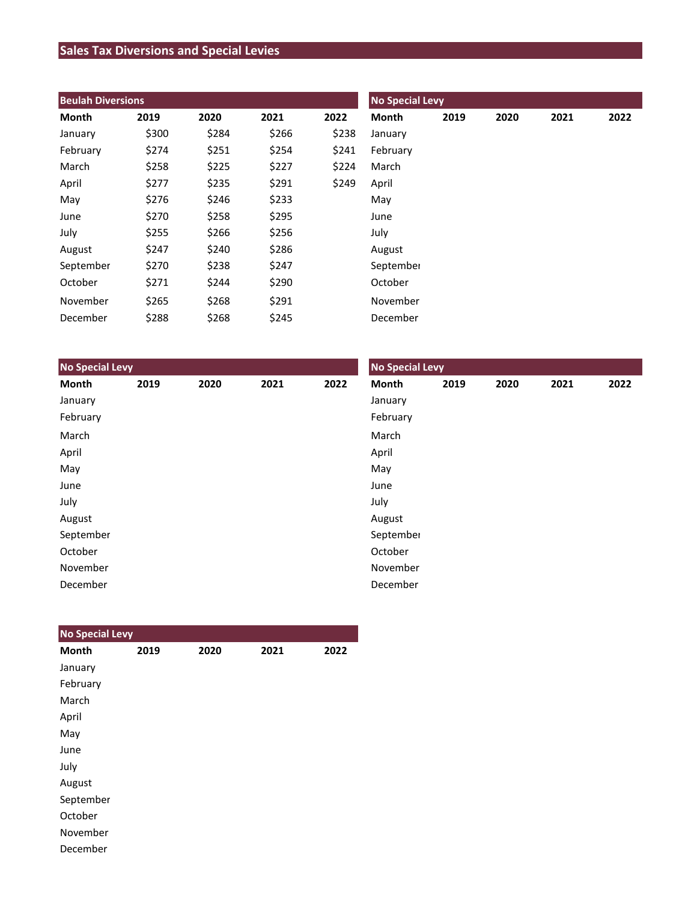# Sales Tax Diversions and Special Levies

## Beulah Diversions

| Month | 2019 | 2020 | 2021 | 2022 |
|---|---|---|---|---|
| January | $300 | $284 | $266 | $238 |
| February | $274 | $251 | $254 | $241 |
| March | $258 | $225 | $227 | $224 |
| April | $277 | $235 | $291 | $249 |
| May | $276 | $246 | $233 | |
| June | $270 | $258 | $295 | |
| July | $255 | $266 | $256 | |
| August | $247 | $240 | $286 | |
| September | $270 | $238 | $247 | |
| October | $271 | $244 | $290 | |
| November | $265 | $268 | $291 | |
| December | $288 | $268 | $245 | |

## No Special Levy

| Month | 2019 | 2020 | 2021 | 2022 |
|---|---|---|---|---|
| January | | | | |
| February | | | | |
| March | | | | |
| April | | | | |
| May | | | | |
| June | | | | |
| July | | | | |
| August | | | | |
| September | | | | |
| October | | | | |
| November | | | | |
| December | | | | |

## No Special Levy

| Month | 2019 | 2020 | 2021 | 2022 |
|---|---|---|---|---|
| January | | | | |
| February | | | | |
| March | | | | |
| April | | | | |
| May | | | | |
| June | | | | |
| July | | | | |
| August | | | | |
| September | | | | |
| October | | | | |
| November | | | | |
| December | | | | |

## No Special Levy

| Month | 2019 | 2020 | 2021 | 2022 |
|---|---|---|---|---|
| January | | | | |
| February | | | | |
| March | | | | |
| April | | | | |
| May | | | | |
| June | | | | |
| July | | | | |
| August | | | | |
| September | | | | |
| October | | | | |
| November | | | | |
| December | | | | |

## No Special Levy

| Month | 2019 | 2020 | 2021 | 2022 |
|---|---|---|---|---|
| January | | | | |
| February | | | | |
| March | | | | |
| April | | | | |
| May | | | | |
| June | | | | |
| July | | | | |
| August | | | | |
| September | | | | |
| October | | | | |
| November | | | | |
| December | | | | |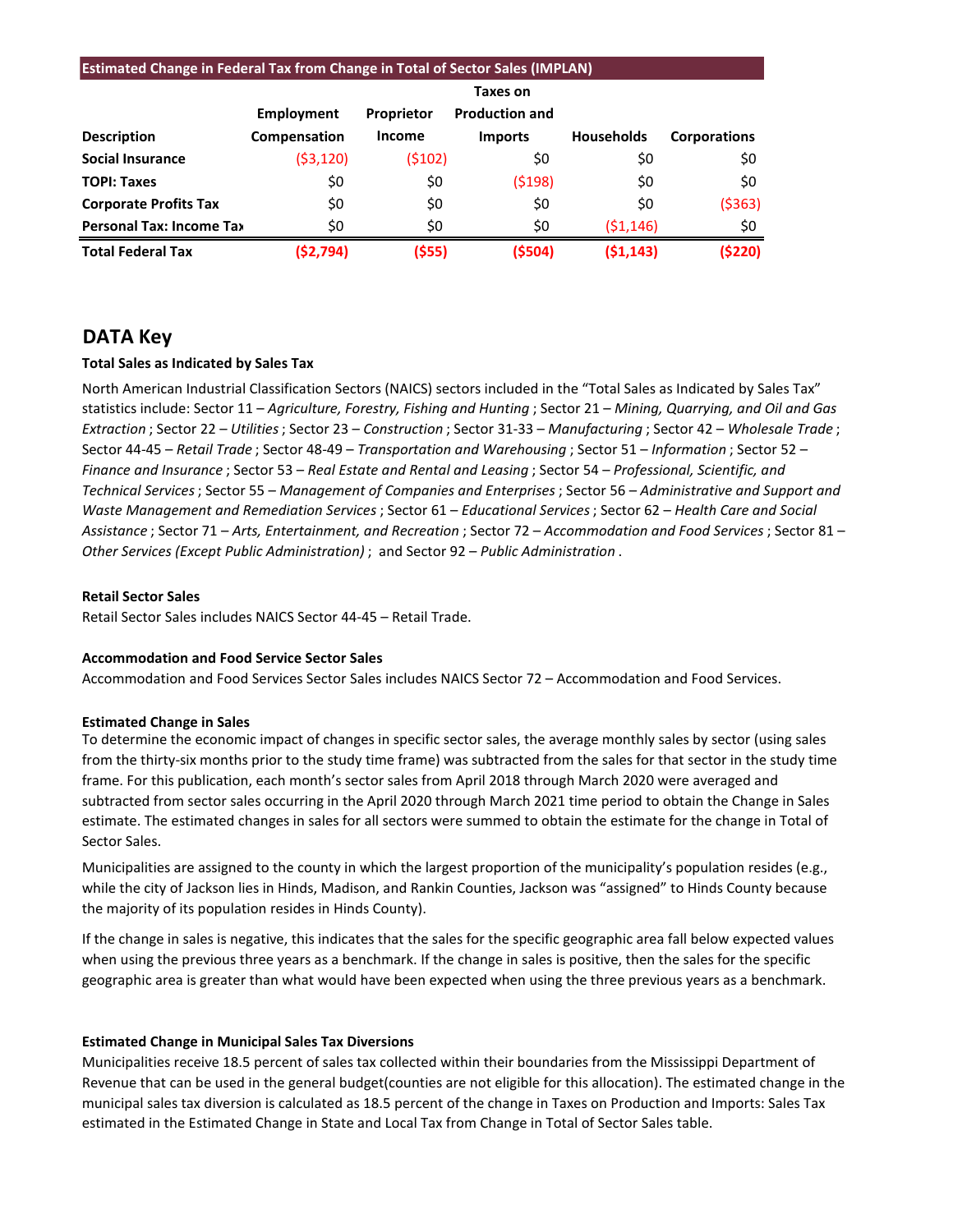**Estimated Change in Federal Tax from Change in Total of Sector Sales (IMPLAN)**

| Description | Employment Compensation | Proprietor Income | Taxes on Production and Imports | Households | Corporations |
|---|---|---|---|---|---|
| **Social Insurance** | ($3,120) | ($102) | $0 | $0 | $0 |
| **TOPI: Taxes** | $0 | $0 | ($198) | $0 | $0 |
| **Corporate Profits Tax** | $0 | $0 | $0 | $0 | ($363) |
| **Personal Tax: Income Tax** | $0 | $0 | $0 | ($1,146) | $0 |
| **Total Federal Tax** | **($2,794)** | **($55)** | **($504)** | **($1,143)** | **($220)** |

## DATA Key

**Total Sales as Indicated by Sales Tax**

North American Industrial Classification Sectors (NAICS) sectors included in the "Total Sales as Indicated by Sales Tax" statistics include: Sector 11 – *Agriculture, Forestry, Fishing and Hunting* ; Sector 21 – *Mining, Quarrying, and Oil and Gas Extraction* ; Sector 22 – *Utilities* ; Sector 23 – *Construction* ; Sector 31-33 – *Manufacturing* ; Sector 42 – *Wholesale Trade* ; Sector 44-45 – *Retail Trade* ; Sector 48-49 – *Transportation and Warehousing* ; Sector 51 – *Information* ; Sector 52 – *Finance and Insurance* ; Sector 53 – *Real Estate and Rental and Leasing* ; Sector 54 – *Professional, Scientific, and Technical Services* ; Sector 55 – *Management of Companies and Enterprises* ; Sector 56 – *Administrative and Support and Waste Management and Remediation Services* ; Sector 61 – *Educational Services* ; Sector 62 – *Health Care and Social Assistance* ; Sector 71 – *Arts, Entertainment, and Recreation* ; Sector 72 – *Accommodation and Food Services* ; Sector 81 – *Other Services (Except Public Administration)* ; and Sector 92 – *Public Administration* .

**Retail Sector Sales**

Retail Sector Sales includes NAICS Sector 44-45 – Retail Trade.

**Accommodation and Food Service Sector Sales**

Accommodation and Food Services Sector Sales includes NAICS Sector 72 – Accommodation and Food Services.

**Estimated Change in Sales**

To determine the economic impact of changes in specific sector sales, the average monthly sales by sector (using sales from the thirty-six months prior to the study time frame) was subtracted from the sales for that sector in the study time frame. For this publication, each month's sector sales from April 2018 through March 2020 were averaged and subtracted from sector sales occurring in the April 2020 through March 2021 time period to obtain the Change in Sales estimate. The estimated changes in sales for all sectors were summed to obtain the estimate for the change in Total of Sector Sales.

Municipalities are assigned to the county in which the largest proportion of the municipality's population resides (e.g., while the city of Jackson lies in Hinds, Madison, and Rankin Counties, Jackson was "assigned" to Hinds County because the majority of its population resides in Hinds County).

If the change in sales is negative, this indicates that the sales for the specific geographic area fall below expected values when using the previous three years as a benchmark. If the change in sales is positive, then the sales for the specific geographic area is greater than what would have been expected when using the three previous years as a benchmark.

**Estimated Change in Municipal Sales Tax Diversions**

Municipalities receive 18.5 percent of sales tax collected within their boundaries from the Mississippi Department of Revenue that can be used in the general budget(counties are not eligible for this allocation). The estimated change in the municipal sales tax diversion is calculated as 18.5 percent of the change in Taxes on Production and Imports: Sales Tax estimated in the Estimated Change in State and Local Tax from Change in Total of Sector Sales table.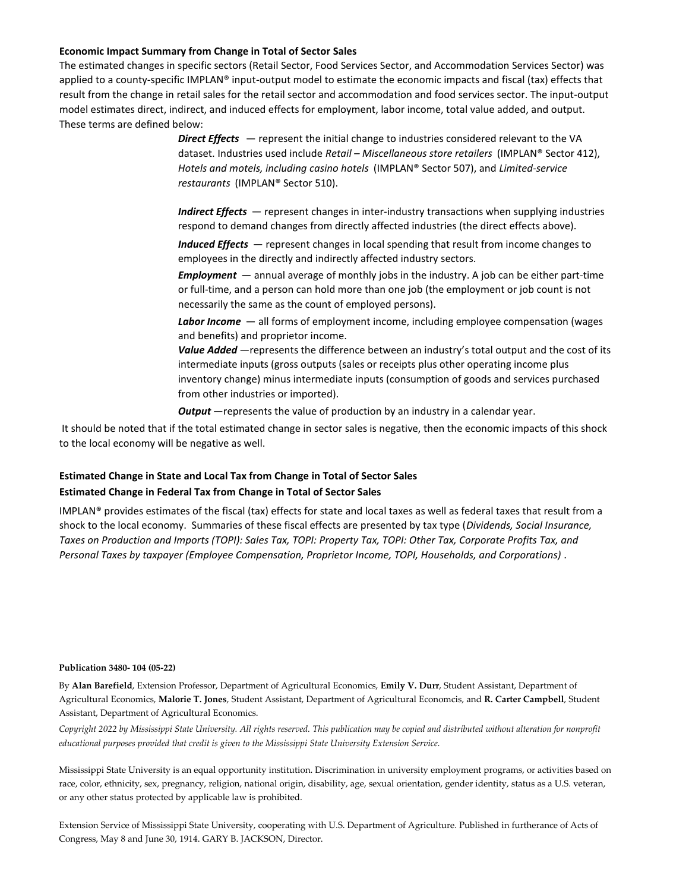**Economic Impact Summary from Change in Total of Sector Sales**

The estimated changes in specific sectors (Retail Sector, Food Services Sector, and Accommodation Services Sector) was applied to a county-specific IMPLAN® input-output model to estimate the economic impacts and fiscal (tax) effects that result from the change in retail sales for the retail sector and accommodation and food services sector. The input-output model estimates direct, indirect, and induced effects for employment, labor income, total value added, and output. These terms are defined below:

***Direct Effects*** — represent the initial change to industries considered relevant to the VA dataset. Industries used include *Retail – Miscellaneous store retailers* (IMPLAN® Sector 412), *Hotels and motels, including casino hotels* (IMPLAN® Sector 507), and *Limited-service restaurants* (IMPLAN® Sector 510).

***Indirect Effects*** — represent changes in inter-industry transactions when supplying industries respond to demand changes from directly affected industries (the direct effects above).

***Induced Effects*** — represent changes in local spending that result from income changes to employees in the directly and indirectly affected industry sectors.

***Employment*** — annual average of monthly jobs in the industry. A job can be either part-time or full-time, and a person can hold more than one job (the employment or job count is not necessarily the same as the count of employed persons).

***Labor Income*** — all forms of employment income, including employee compensation (wages and benefits) and proprietor income.

***Value Added*** —represents the difference between an industry's total output and the cost of its intermediate inputs (gross outputs (sales or receipts plus other operating income plus inventory change) minus intermediate inputs (consumption of goods and services purchased from other industries or imported).

***Output*** —represents the value of production by an industry in a calendar year.

It should be noted that if the total estimated change in sector sales is negative, then the economic impacts of this shock to the local economy will be negative as well.

**Estimated Change in State and Local Tax from Change in Total of Sector Sales**

**Estimated Change in Federal Tax from Change in Total of Sector Sales**

IMPLAN® provides estimates of the fiscal (tax) effects for state and local taxes as well as federal taxes that result from a shock to the local economy. Summaries of these fiscal effects are presented by tax type (*Dividends, Social Insurance, Taxes on Production and Imports (TOPI): Sales Tax, TOPI: Property Tax, TOPI: Other Tax, Corporate Profits Tax, and Personal Taxes by taxpayer (Employee Compensation, Proprietor Income, TOPI, Households, and Corporations)* .

**Publication 3480- 104 (05-22)**

By **Alan Barefield**, Extension Professor, Department of Agricultural Economics, **Emily V. Durr**, Student Assistant, Department of Agricultural Economics, **Malorie T. Jones**, Student Assistant, Department of Agricultural Economcis, and **R. Carter Campbell**, Student Assistant, Department of Agricultural Economics.

*Copyright 2022 by Mississippi State University. All rights reserved. This publication may be copied and distributed without alteration for nonprofit educational purposes provided that credit is given to the Mississippi State University Extension Service.*

Mississippi State University is an equal opportunity institution. Discrimination in university employment programs, or activities based on race, color, ethnicity, sex, pregnancy, religion, national origin, disability, age, sexual orientation, gender identity, status as a U.S. veteran, or any other status protected by applicable law is prohibited.

Extension Service of Mississippi State University, cooperating with U.S. Department of Agriculture. Published in furtherance of Acts of Congress, May 8 and June 30, 1914. GARY B. JACKSON, Director.